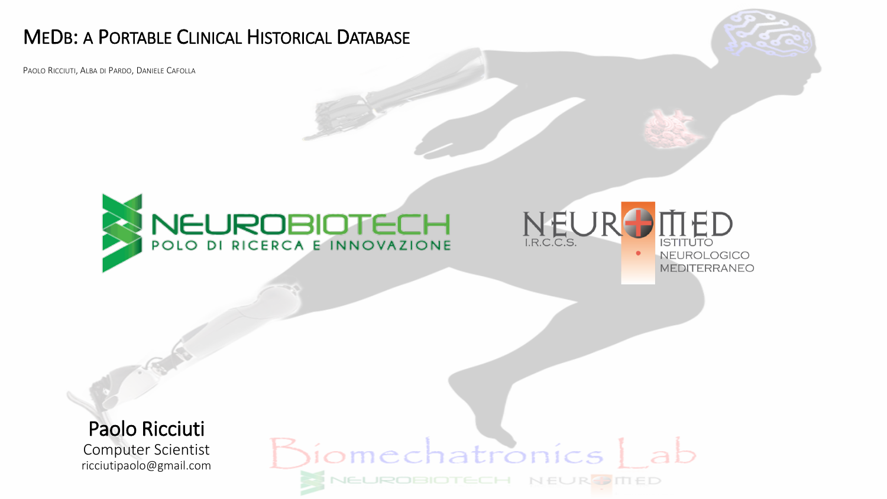# MeDb: a Portable Clinical Historical Database

Paolo Ricciuti, Alba di Pardo, Daniele Cafolla

NEUROBIOTECH
POLO DI RICERCA E INNOVAZIONE

NEUROMED
I.R.C.C.S.
ISTITUTO NEUROLOGICO MEDITERRANEO

**Paolo Ricciuti**
Computer Scientist
ricciutipaolo@gmail.com

Biomechatronics Lab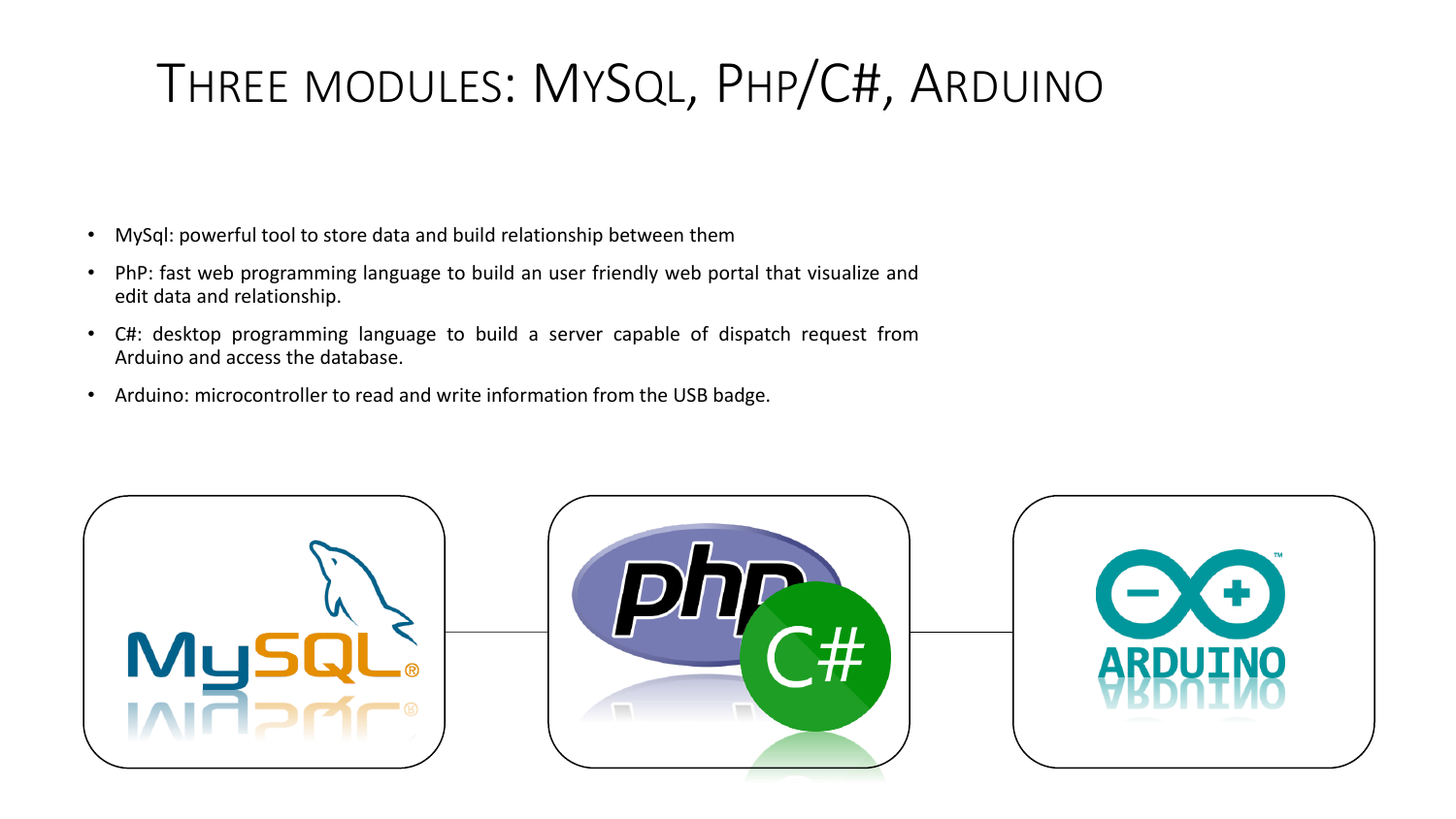# Three modules: MySQL, PHP/C#, Arduino

- MySql: powerful tool to store data and build relationship between them
- PhP: fast web programming language to build an user friendly web portal that visualize and edit data and relationship.
- C#: desktop programming language to build a server capable of dispatch request from Arduino and access the database.
- Arduino: microcontroller to read and write information from the USB badge.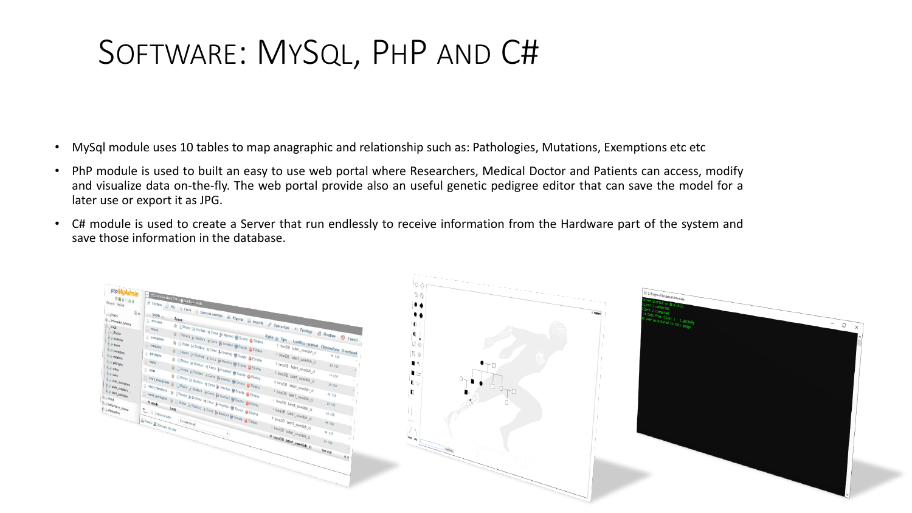# Software: MySql, PhP and C#

- MySql module uses 10 tables to map anagraphic and relationship such as: Pathologies, Mutations, Exemptions etc etc
- PhP module is used to built an easy to use web portal where Researchers, Medical Doctor and Patients can access, modify and visualize data on-the-fly. The web portal provide also an useful genetic pedigree editor that can save the model for a later use or export it as JPG.
- C# module is used to create a Server that run endlessly to receive information from the Hardware part of the system and save those information in the database.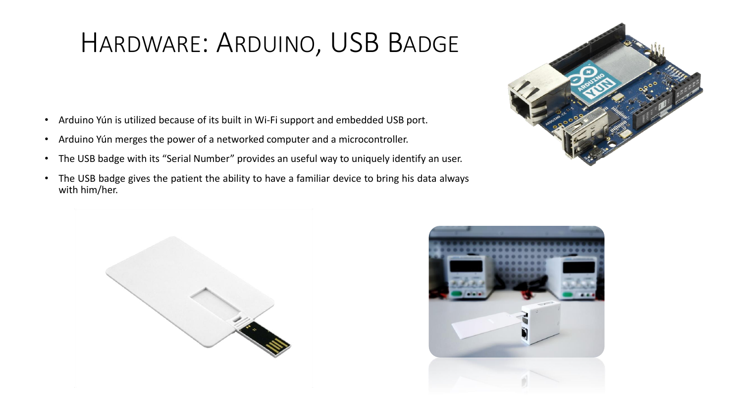# Hardware: Arduino, USB Badge

- Arduino Yún is utilized because of its built in Wi-Fi support and embedded USB port.
- Arduino Yún merges the power of a networked computer and a microcontroller.
- The USB badge with its “Serial Number” provides an useful way to uniquely identify an user.
- The USB badge gives the patient the ability to have a familiar device to bring his data always with him/her.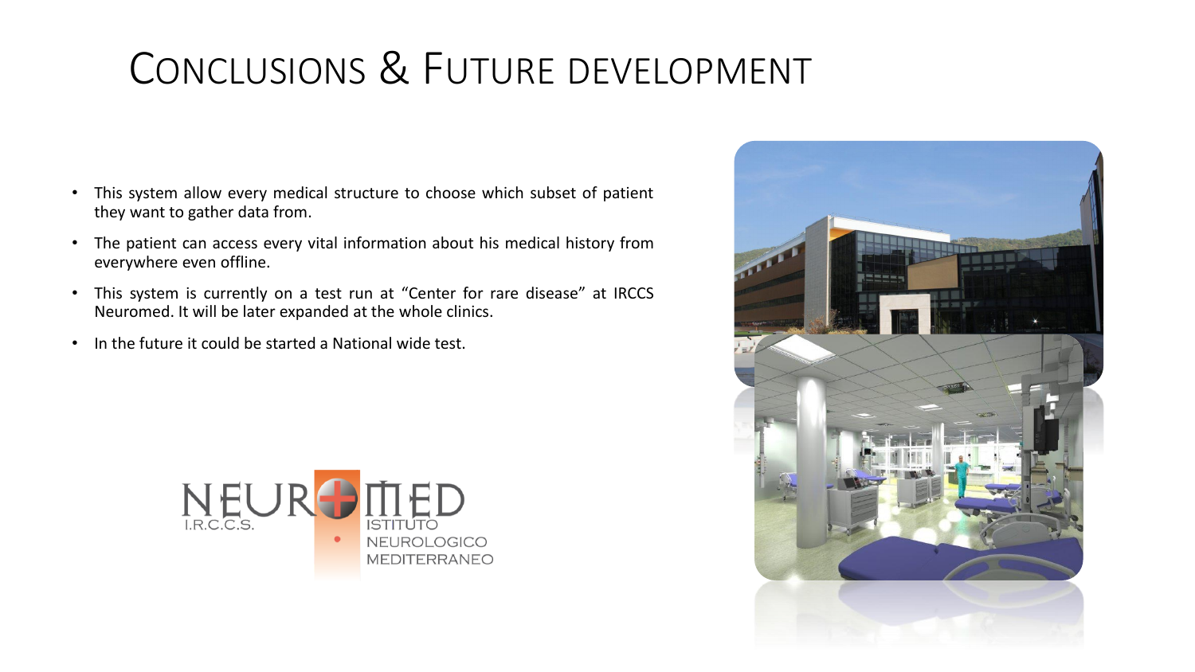# Conclusions & Future development

- This system allow every medical structure to choose which subset of patient they want to gather data from.
- The patient can access every vital information about his medical history from everywhere even offline.
- This system is currently on a test run at "Center for rare disease" at IRCCS Neuromed. It will be later expanded at the whole clinics.
- In the future it could be started a National wide test.

NEUROMED
I.R.C.C.S.
ISTITUTO
NEUROLOGICO
MEDITERRANEO